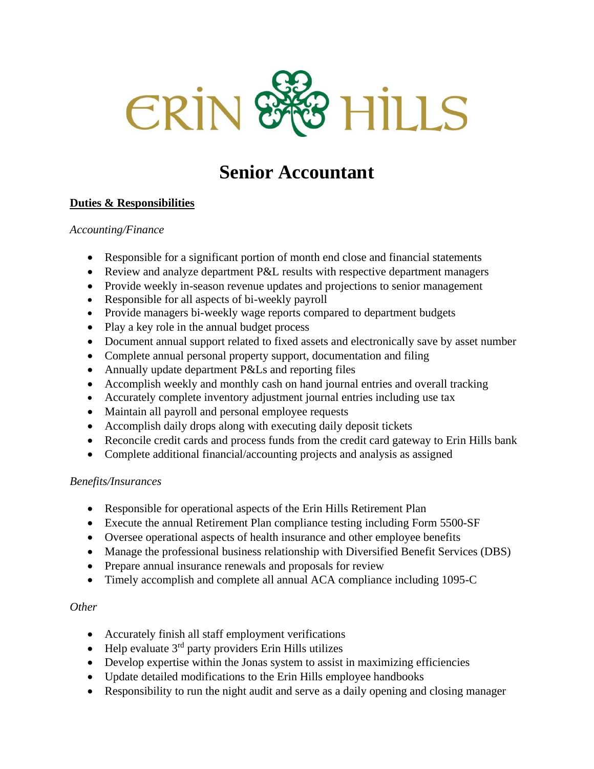ERIN HILLS

# Senior Accountant

## Duties & Responsibilities

*Accounting/Finance*

- Responsible for a significant portion of month end close and financial statements
- Review and analyze department P&L results with respective department managers
- Provide weekly in-season revenue updates and projections to senior management
- Responsible for all aspects of bi-weekly payroll
- Provide managers bi-weekly wage reports compared to department budgets
- Play a key role in the annual budget process
- Document annual support related to fixed assets and electronically save by asset number
- Complete annual personal property support, documentation and filing
- Annually update department P&Ls and reporting files
- Accomplish weekly and monthly cash on hand journal entries and overall tracking
- Accurately complete inventory adjustment journal entries including use tax
- Maintain all payroll and personal employee requests
- Accomplish daily drops along with executing daily deposit tickets
- Reconcile credit cards and process funds from the credit card gateway to Erin Hills bank
- Complete additional financial/accounting projects and analysis as assigned

*Benefits/Insurances*

- Responsible for operational aspects of the Erin Hills Retirement Plan
- Execute the annual Retirement Plan compliance testing including Form 5500-SF
- Oversee operational aspects of health insurance and other employee benefits
- Manage the professional business relationship with Diversified Benefit Services (DBS)
- Prepare annual insurance renewals and proposals for review
- Timely accomplish and complete all annual ACA compliance including 1095-C

*Other*

- Accurately finish all staff employment verifications
- Help evaluate 3rd party providers Erin Hills utilizes
- Develop expertise within the Jonas system to assist in maximizing efficiencies
- Update detailed modifications to the Erin Hills employee handbooks
- Responsibility to run the night audit and serve as a daily opening and closing manager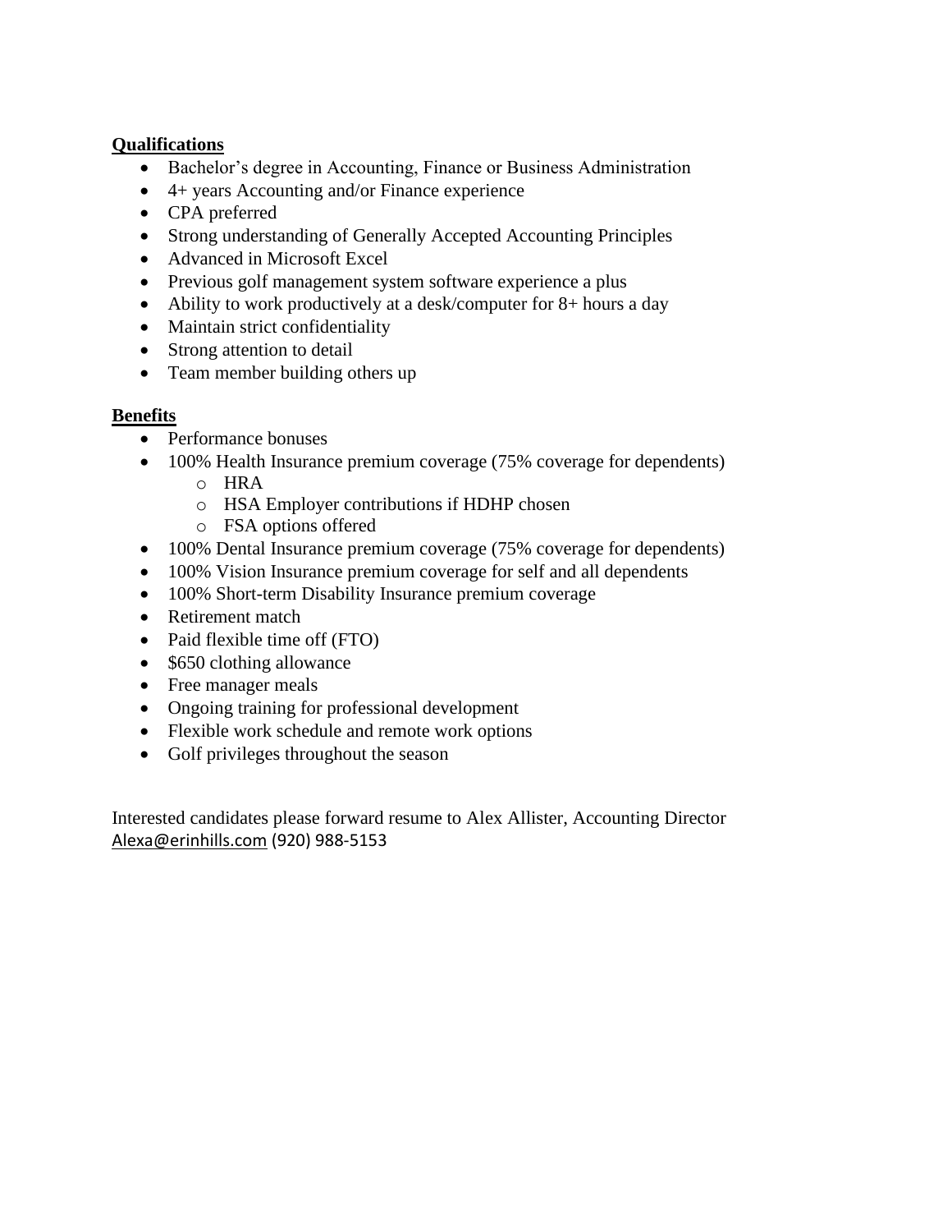**Qualifications**

- Bachelor's degree in Accounting, Finance or Business Administration
- 4+ years Accounting and/or Finance experience
- CPA preferred
- Strong understanding of Generally Accepted Accounting Principles
- Advanced in Microsoft Excel
- Previous golf management system software experience a plus
- Ability to work productively at a desk/computer for 8+ hours a day
- Maintain strict confidentiality
- Strong attention to detail
- Team member building others up

**Benefits**

- Performance bonuses
- 100% Health Insurance premium coverage (75% coverage for dependents)
  - HRA
  - HSA Employer contributions if HDHP chosen
  - FSA options offered
- 100% Dental Insurance premium coverage (75% coverage for dependents)
- 100% Vision Insurance premium coverage for self and all dependents
- 100% Short-term Disability Insurance premium coverage
- Retirement match
- Paid flexible time off (FTO)
- $650 clothing allowance
- Free manager meals
- Ongoing training for professional development
- Flexible work schedule and remote work options
- Golf privileges throughout the season

Interested candidates please forward resume to Alex Allister, Accounting Director
Alexa@erinhills.com (920) 988-5153